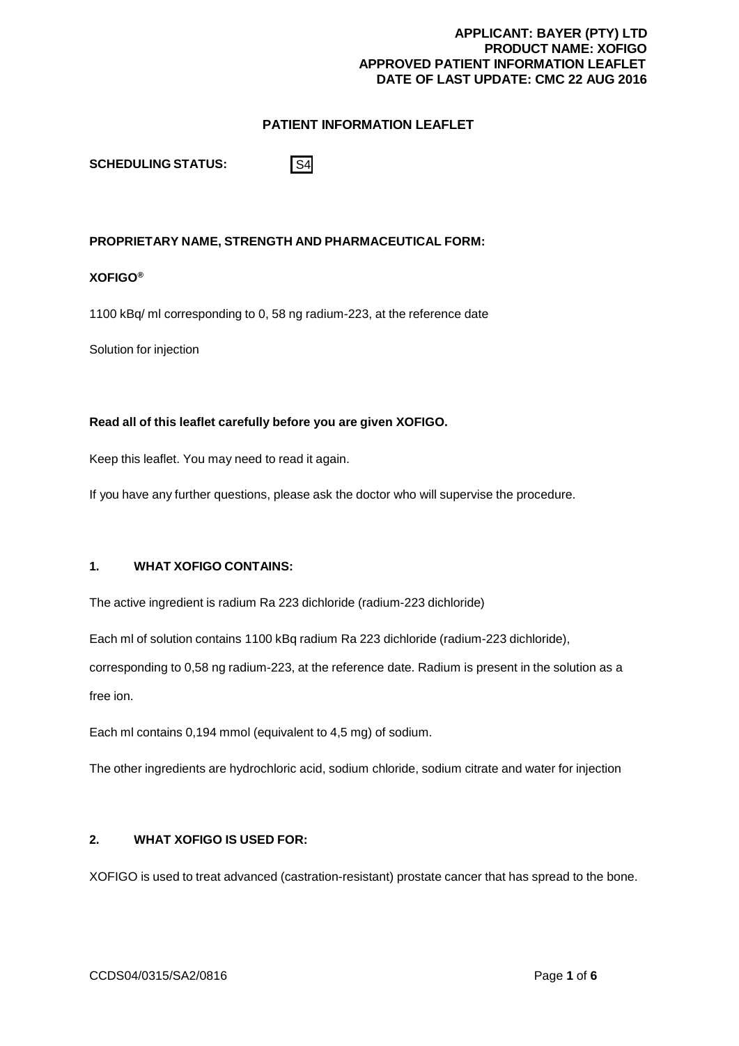# PATIENT INFORMATION LEAFLET

**SCHEDULING STATUS:** S4

**PROPRIETARY NAME, STRENGTH AND PHARMACEUTICAL FORM:**

**XOFIGO®**

1100 kBq/ ml corresponding to 0, 58 ng radium-223, at the reference date

Solution for injection

**Read all of this leaflet carefully before you are given XOFIGO.**

Keep this leaflet. You may need to read it again.

If you have any further questions, please ask the doctor who will supervise the procedure.

## 1. WHAT XOFIGO CONTAINS:

The active ingredient is radium Ra 223 dichloride (radium-223 dichloride)

Each ml of solution contains 1100 kBq radium Ra 223 dichloride (radium-223 dichloride), corresponding to 0,58 ng radium-223, at the reference date. Radium is present in the solution as a free ion.

Each ml contains 0,194 mmol (equivalent to 4,5 mg) of sodium.

The other ingredients are hydrochloric acid, sodium chloride, sodium citrate and water for injection

## 2. WHAT XOFIGO IS USED FOR:

XOFIGO is used to treat advanced (castration-resistant) prostate cancer that has spread to the bone.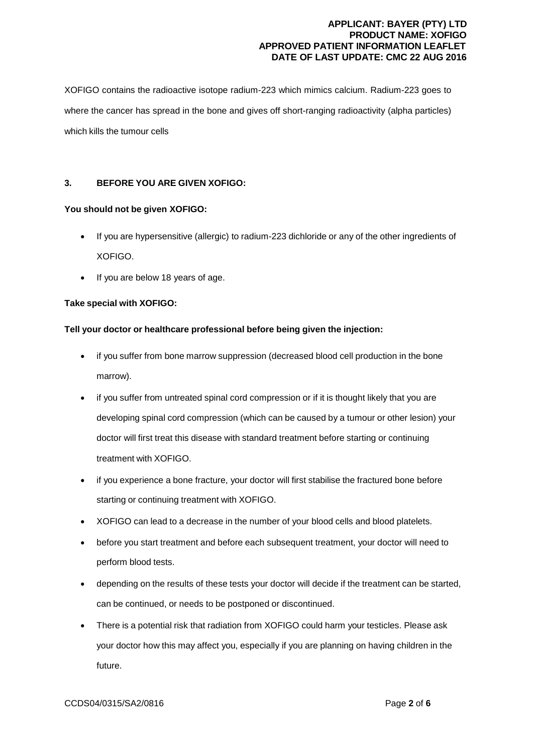XOFIGO contains the radioactive isotope radium-223 which mimics calcium. Radium-223 goes to where the cancer has spread in the bone and gives off short-ranging radioactivity (alpha particles) which kills the tumour cells

### 3. BEFORE YOU ARE GIVEN XOFIGO:

**You should not be given XOFIGO:**

- If you are hypersensitive (allergic) to radium-223 dichloride or any of the other ingredients of XOFIGO.
- If you are below 18 years of age.

**Take special with XOFIGO:**

**Tell your doctor or healthcare professional before being given the injection:**

- if you suffer from bone marrow suppression (decreased blood cell production in the bone marrow).
- if you suffer from untreated spinal cord compression or if it is thought likely that you are developing spinal cord compression (which can be caused by a tumour or other lesion) your doctor will first treat this disease with standard treatment before starting or continuing treatment with XOFIGO.
- if you experience a bone fracture, your doctor will first stabilise the fractured bone before starting or continuing treatment with XOFIGO.
- XOFIGO can lead to a decrease in the number of your blood cells and blood platelets.
- before you start treatment and before each subsequent treatment, your doctor will need to perform blood tests.
- depending on the results of these tests your doctor will decide if the treatment can be started, can be continued, or needs to be postponed or discontinued.
- There is a potential risk that radiation from XOFIGO could harm your testicles. Please ask your doctor how this may affect you, especially if you are planning on having children in the future.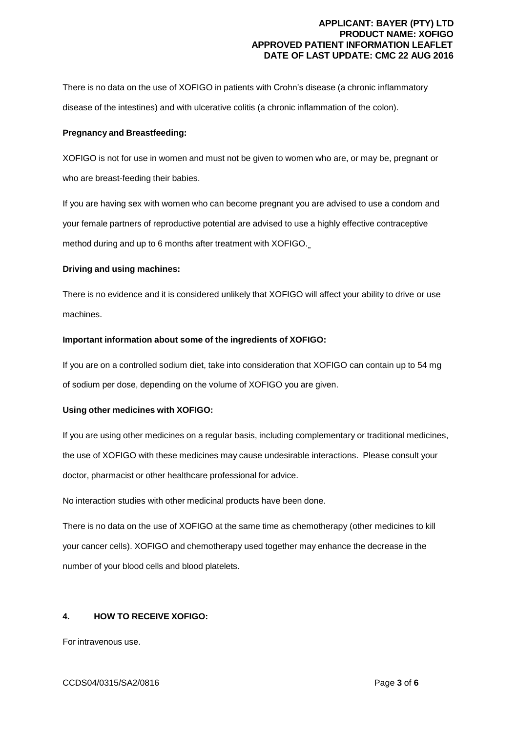There is no data on the use of XOFIGO in patients with Crohn's disease (a chronic inflammatory disease of the intestines) and with ulcerative colitis (a chronic inflammation of the colon).

**Pregnancy and Breastfeeding:**

XOFIGO is not for use in women and must not be given to women who are, or may be, pregnant or who are breast-feeding their babies.

If you are having sex with women who can become pregnant you are advised to use a condom and your female partners of reproductive potential are advised to use a highly effective contraceptive method during and up to 6 months after treatment with XOFIGO.

**Driving and using machines:**

There is no evidence and it is considered unlikely that XOFIGO will affect your ability to drive or use machines.

**Important information about some of the ingredients of XOFIGO:**

If you are on a controlled sodium diet, take into consideration that XOFIGO can contain up to 54 mg of sodium per dose, depending on the volume of XOFIGO you are given.

**Using other medicines with XOFIGO:**

If you are using other medicines on a regular basis, including complementary or traditional medicines, the use of XOFIGO with these medicines may cause undesirable interactions. Please consult your doctor, pharmacist or other healthcare professional for advice.

No interaction studies with other medicinal products have been done.

There is no data on the use of XOFIGO at the same time as chemotherapy (other medicines to kill your cancer cells). XOFIGO and chemotherapy used together may enhance the decrease in the number of your blood cells and blood platelets.

## 4. HOW TO RECEIVE XOFIGO:

For intravenous use.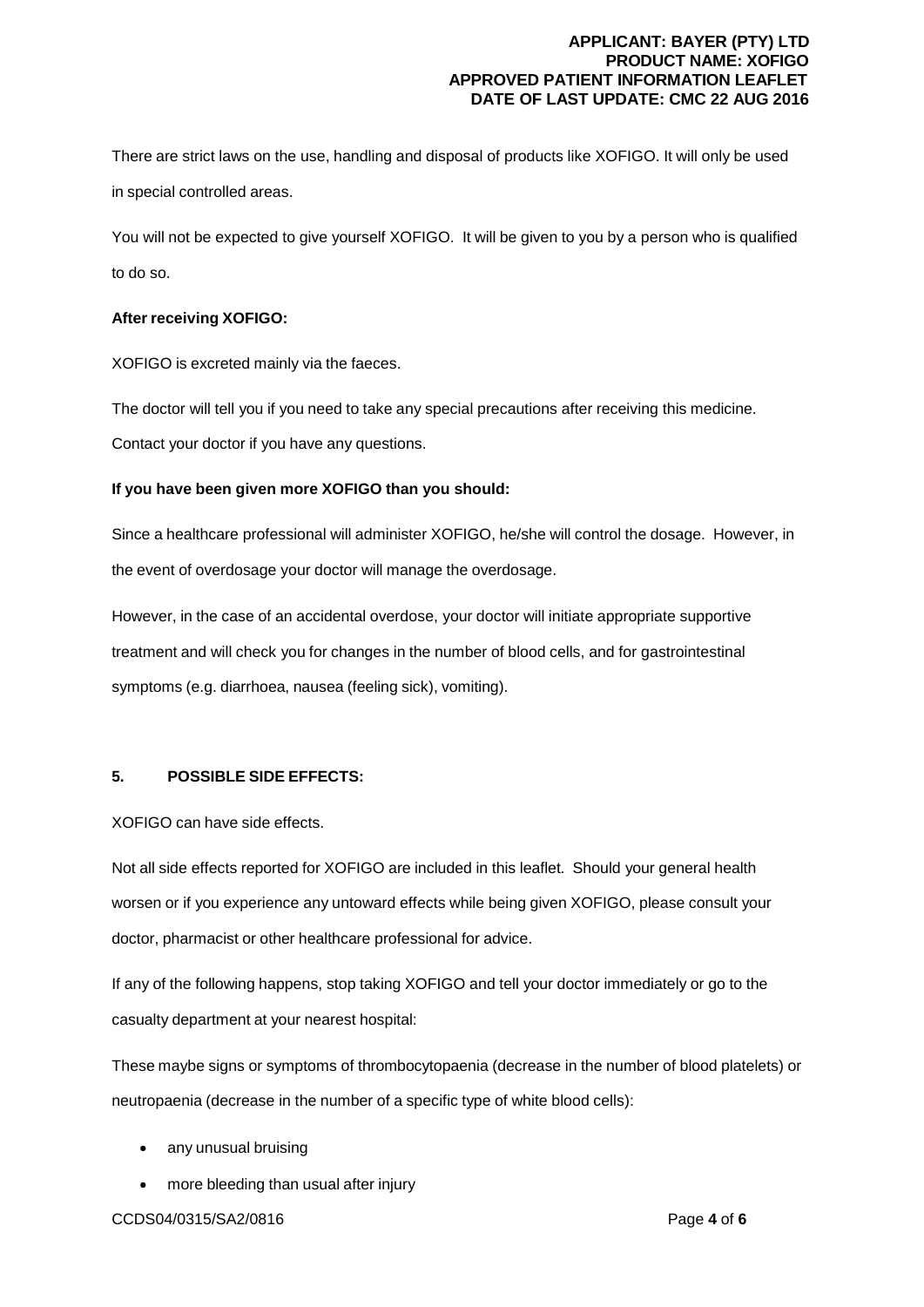There are strict laws on the use, handling and disposal of products like XOFIGO. It will only be used in special controlled areas.

You will not be expected to give yourself XOFIGO. It will be given to you by a person who is qualified to do so.

**After receiving XOFIGO:**

XOFIGO is excreted mainly via the faeces.

The doctor will tell you if you need to take any special precautions after receiving this medicine. Contact your doctor if you have any questions.

**If you have been given more XOFIGO than you should:**

Since a healthcare professional will administer XOFIGO, he/she will control the dosage. However, in the event of overdosage your doctor will manage the overdosage.

However, in the case of an accidental overdose, your doctor will initiate appropriate supportive treatment and will check you for changes in the number of blood cells, and for gastrointestinal symptoms (e.g. diarrhoea, nausea (feeling sick), vomiting).

## 5. POSSIBLE SIDE EFFECTS:

XOFIGO can have side effects.

Not all side effects reported for XOFIGO are included in this leaflet. Should your general health worsen or if you experience any untoward effects while being given XOFIGO, please consult your doctor, pharmacist or other healthcare professional for advice.

If any of the following happens, stop taking XOFIGO and tell your doctor immediately or go to the casualty department at your nearest hospital:

These maybe signs or symptoms of thrombocytopaenia (decrease in the number of blood platelets) or neutropaenia (decrease in the number of a specific type of white blood cells):

- any unusual bruising
- more bleeding than usual after injury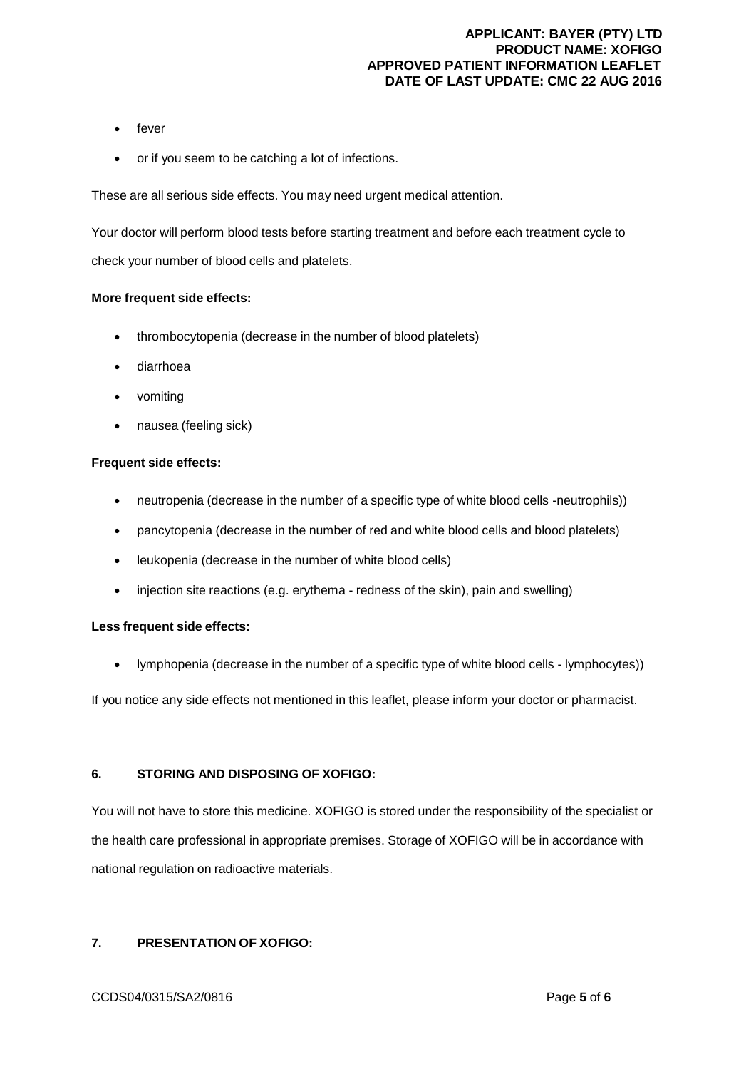- fever
- or if you seem to be catching a lot of infections.

These are all serious side effects. You may need urgent medical attention.

Your doctor will perform blood tests before starting treatment and before each treatment cycle to check your number of blood cells and platelets.

**More frequent side effects:**

- thrombocytopenia (decrease in the number of blood platelets)
- diarrhoea
- vomiting
- nausea (feeling sick)

**Frequent side effects:**

- neutropenia (decrease in the number of a specific type of white blood cells -neutrophils))
- pancytopenia (decrease in the number of red and white blood cells and blood platelets)
- leukopenia (decrease in the number of white blood cells)
- injection site reactions (e.g. erythema - redness of the skin), pain and swelling)

**Less frequent side effects:**

- lymphopenia (decrease in the number of a specific type of white blood cells - lymphocytes))

If you notice any side effects not mentioned in this leaflet, please inform your doctor or pharmacist.

## 6. STORING AND DISPOSING OF XOFIGO:

You will not have to store this medicine. XOFIGO is stored under the responsibility of the specialist or the health care professional in appropriate premises. Storage of XOFIGO will be in accordance with national regulation on radioactive materials.

## 7. PRESENTATION OF XOFIGO: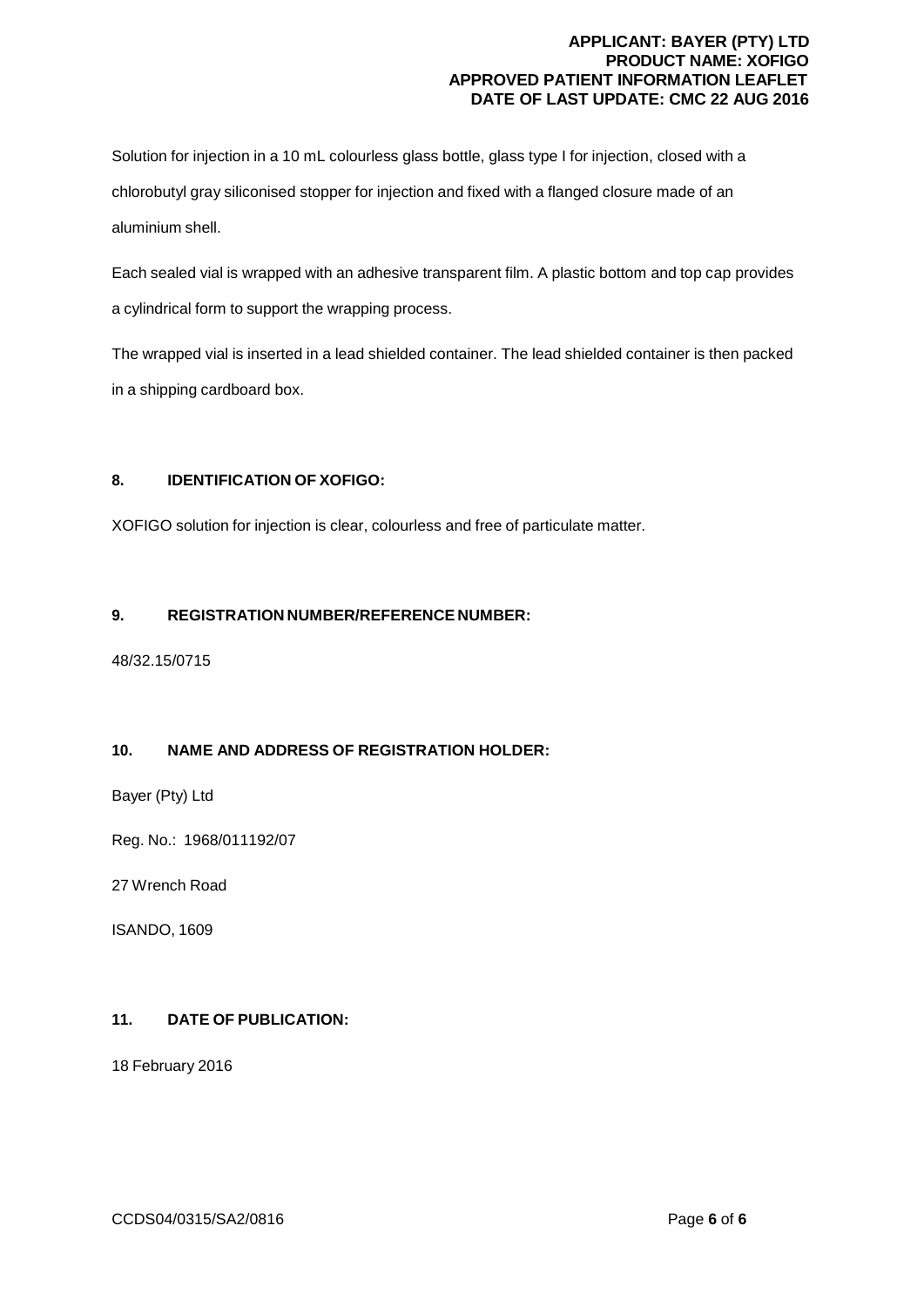Solution for injection in a 10 mL colourless glass bottle, glass type I for injection, closed with a chlorobutyl gray siliconised stopper for injection and fixed with a flanged closure made of an aluminium shell.

Each sealed vial is wrapped with an adhesive transparent film. A plastic bottom and top cap provides a cylindrical form to support the wrapping process.

The wrapped vial is inserted in a lead shielded container. The lead shielded container is then packed in a shipping cardboard box.

## 8. IDENTIFICATION OF XOFIGO:

XOFIGO solution for injection is clear, colourless and free of particulate matter.

## 9. REGISTRATION NUMBER/REFERENCE NUMBER:

48/32.15/0715

## 10. NAME AND ADDRESS OF REGISTRATION HOLDER:

Bayer (Pty) Ltd

Reg. No.: 1968/011192/07

27 Wrench Road

ISANDO, 1609

## 11. DATE OF PUBLICATION:

18 February 2016